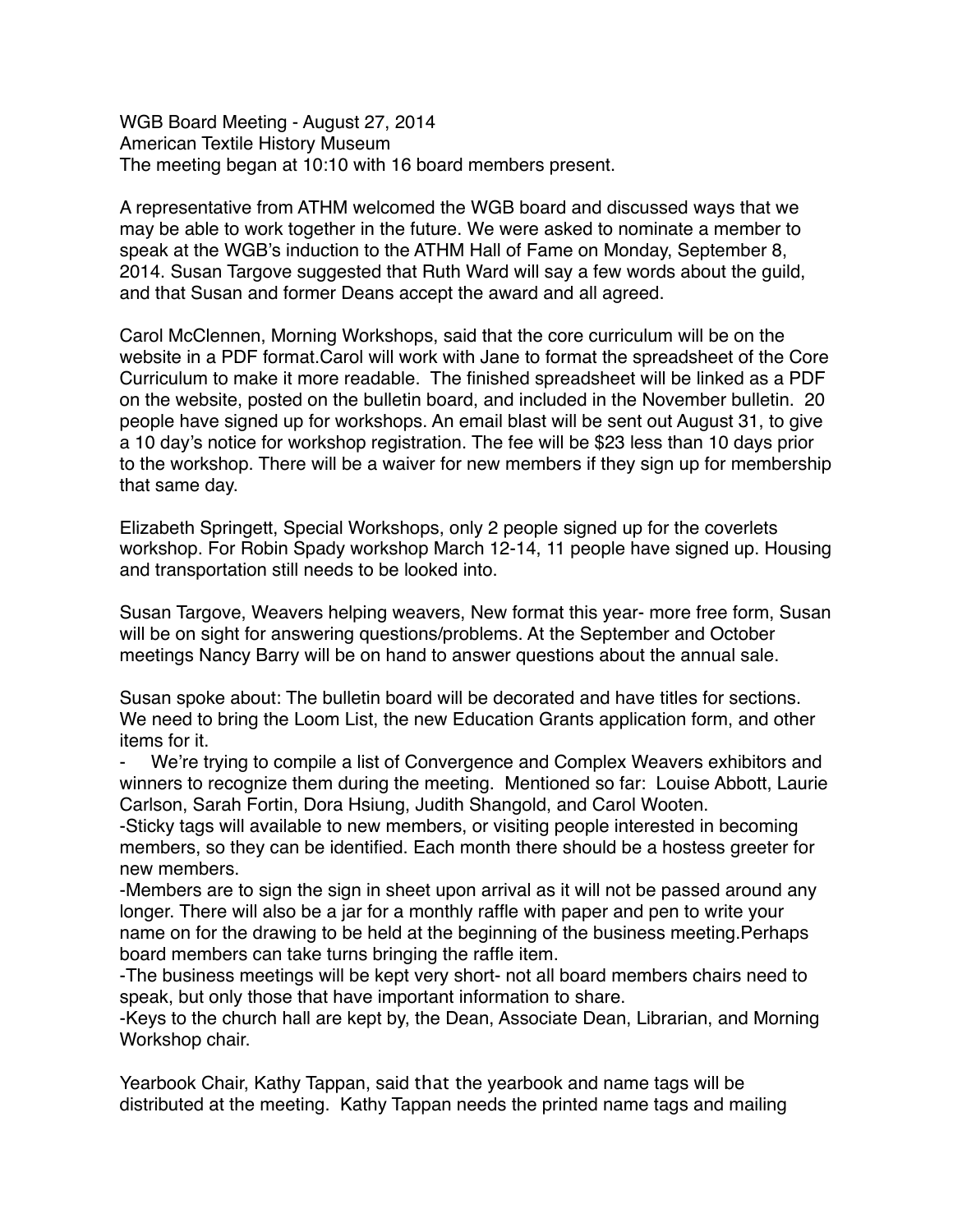WGB Board Meeting - August 27, 2014
American Textile History Museum
The meeting began at 10:10 with 16 board members present.

A representative from ATHM welcomed the WGB board and discussed ways that we may be able to work together in the future. We were asked to nominate a member to speak at the WGB's induction to the ATHM Hall of Fame on Monday, September 8, 2014. Susan Targove suggested that Ruth Ward will say a few words about the guild, and that Susan and former Deans accept the award and all agreed.

Carol McClennen, Morning Workshops, said that the core curriculum will be on the website in a PDF format.Carol will work with Jane to format the spreadsheet of the Core Curriculum to make it more readable. The finished spreadsheet will be linked as a PDF on the website, posted on the bulletin board, and included in the November bulletin. 20 people have signed up for workshops. An email blast will be sent out August 31, to give a 10 day's notice for workshop registration. The fee will be $23 less than 10 days prior to the workshop. There will be a waiver for new members if they sign up for membership that same day.

Elizabeth Springett, Special Workshops, only 2 people signed up for the coverlets workshop. For Robin Spady workshop March 12-14, 11 people have signed up. Housing and transportation still needs to be looked into.

Susan Targove, Weavers helping weavers, New format this year- more free form, Susan will be on sight for answering questions/problems. At the September and October meetings Nancy Barry will be on hand to answer questions about the annual sale.

Susan spoke about: The bulletin board will be decorated and have titles for sections. We need to bring the Loom List, the new Education Grants application form, and other items for it.

- We're trying to compile a list of Convergence and Complex Weavers exhibitors and winners to recognize them during the meeting. Mentioned so far: Louise Abbott, Laurie Carlson, Sarah Fortin, Dora Hsiung, Judith Shangold, and Carol Wooten.
- Sticky tags will available to new members, or visiting people interested in becoming members, so they can be identified. Each month there should be a hostess greeter for new members.
- Members are to sign the sign in sheet upon arrival as it will not be passed around any longer. There will also be a jar for a monthly raffle with paper and pen to write your name on for the drawing to be held at the beginning of the business meeting.Perhaps board members can take turns bringing the raffle item.
- The business meetings will be kept very short- not all board members chairs need to speak, but only those that have important information to share.
- Keys to the church hall are kept by, the Dean, Associate Dean, Librarian, and Morning Workshop chair.

Yearbook Chair, Kathy Tappan, said that the yearbook and name tags will be distributed at the meeting. Kathy Tappan needs the printed name tags and mailing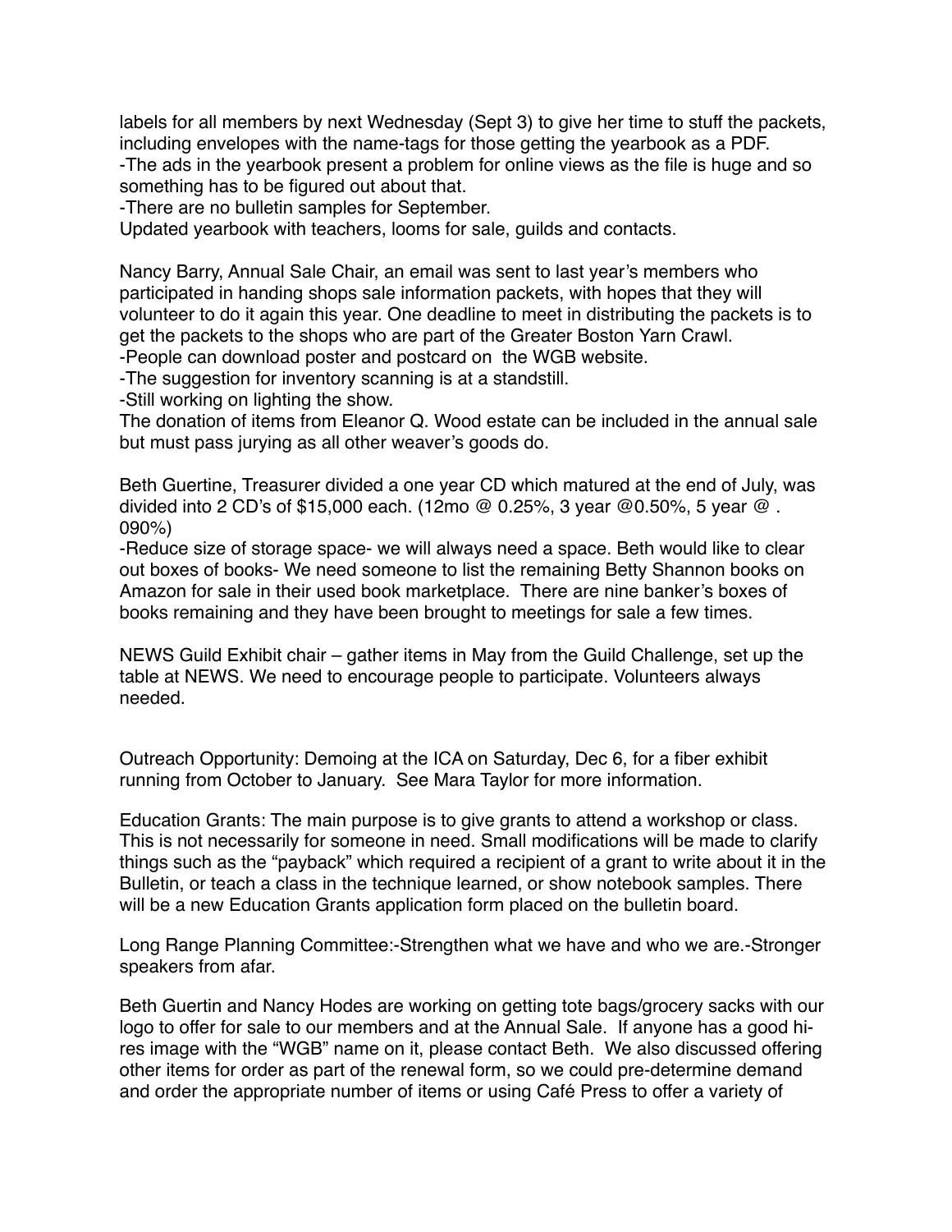labels for all members by next Wednesday (Sept 3) to give her time to stuff the packets, including envelopes with the name-tags for those getting the yearbook as a PDF.
-The ads in the yearbook present a problem for online views as the file is huge and so something has to be figured out about that.
-There are no bulletin samples for September.
Updated yearbook with teachers, looms for sale, guilds and contacts.

Nancy Barry, Annual Sale Chair, an email was sent to last year's members who participated in handing shops sale information packets, with hopes that they will volunteer to do it again this year. One deadline to meet in distributing the packets is to get the packets to the shops who are part of the Greater Boston Yarn Crawl.
-People can download poster and postcard on the WGB website.
-The suggestion for inventory scanning is at a standstill.
-Still working on lighting the show.
The donation of items from Eleanor Q. Wood estate can be included in the annual sale but must pass jurying as all other weaver's goods do.

Beth Guertine, Treasurer divided a one year CD which matured at the end of July, was divided into 2 CD's of $15,000 each. (12mo @ 0.25%, 3 year @0.50%, 5 year @ .090%)
-Reduce size of storage space- we will always need a space. Beth would like to clear out boxes of books- We need someone to list the remaining Betty Shannon books on Amazon for sale in their used book marketplace. There are nine banker's boxes of books remaining and they have been brought to meetings for sale a few times.

NEWS Guild Exhibit chair – gather items in May from the Guild Challenge, set up the table at NEWS. We need to encourage people to participate. Volunteers always needed.

Outreach Opportunity: Demoing at the ICA on Saturday, Dec 6, for a fiber exhibit running from October to January. See Mara Taylor for more information.

Education Grants: The main purpose is to give grants to attend a workshop or class. This is not necessarily for someone in need. Small modifications will be made to clarify things such as the "payback" which required a recipient of a grant to write about it in the Bulletin, or teach a class in the technique learned, or show notebook samples. There will be a new Education Grants application form placed on the bulletin board.

Long Range Planning Committee:-Strengthen what we have and who we are.-Stronger speakers from afar.

Beth Guertin and Nancy Hodes are working on getting tote bags/grocery sacks with our logo to offer for sale to our members and at the Annual Sale. If anyone has a good hi-res image with the "WGB" name on it, please contact Beth. We also discussed offering other items for order as part of the renewal form, so we could pre-determine demand and order the appropriate number of items or using Café Press to offer a variety of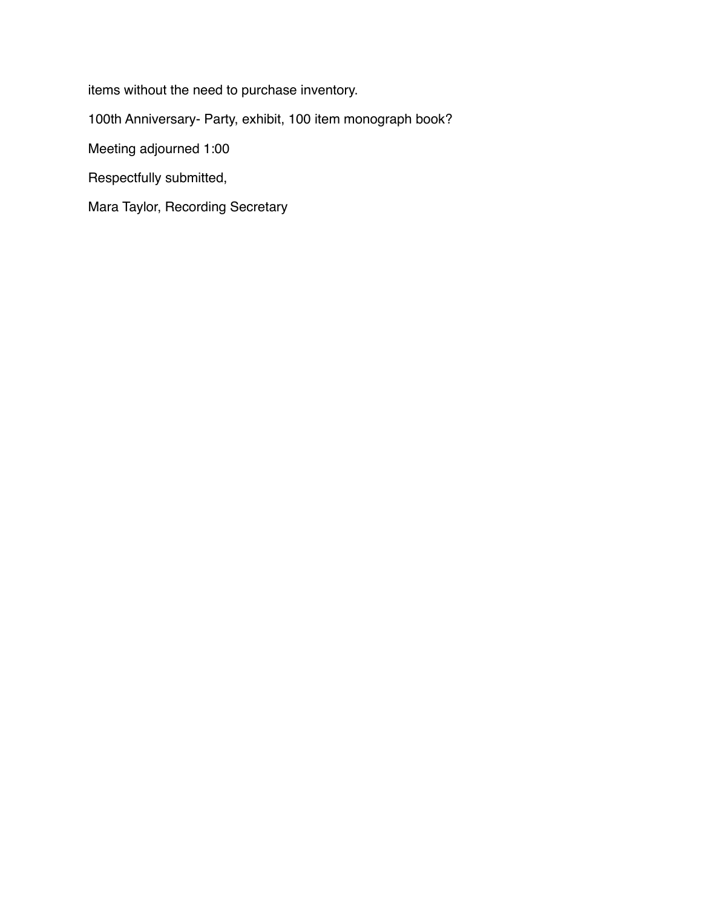items without the need to purchase inventory.

100th Anniversary- Party, exhibit, 100 item monograph book?

Meeting adjourned 1:00

Respectfully submitted,

Mara Taylor, Recording Secretary